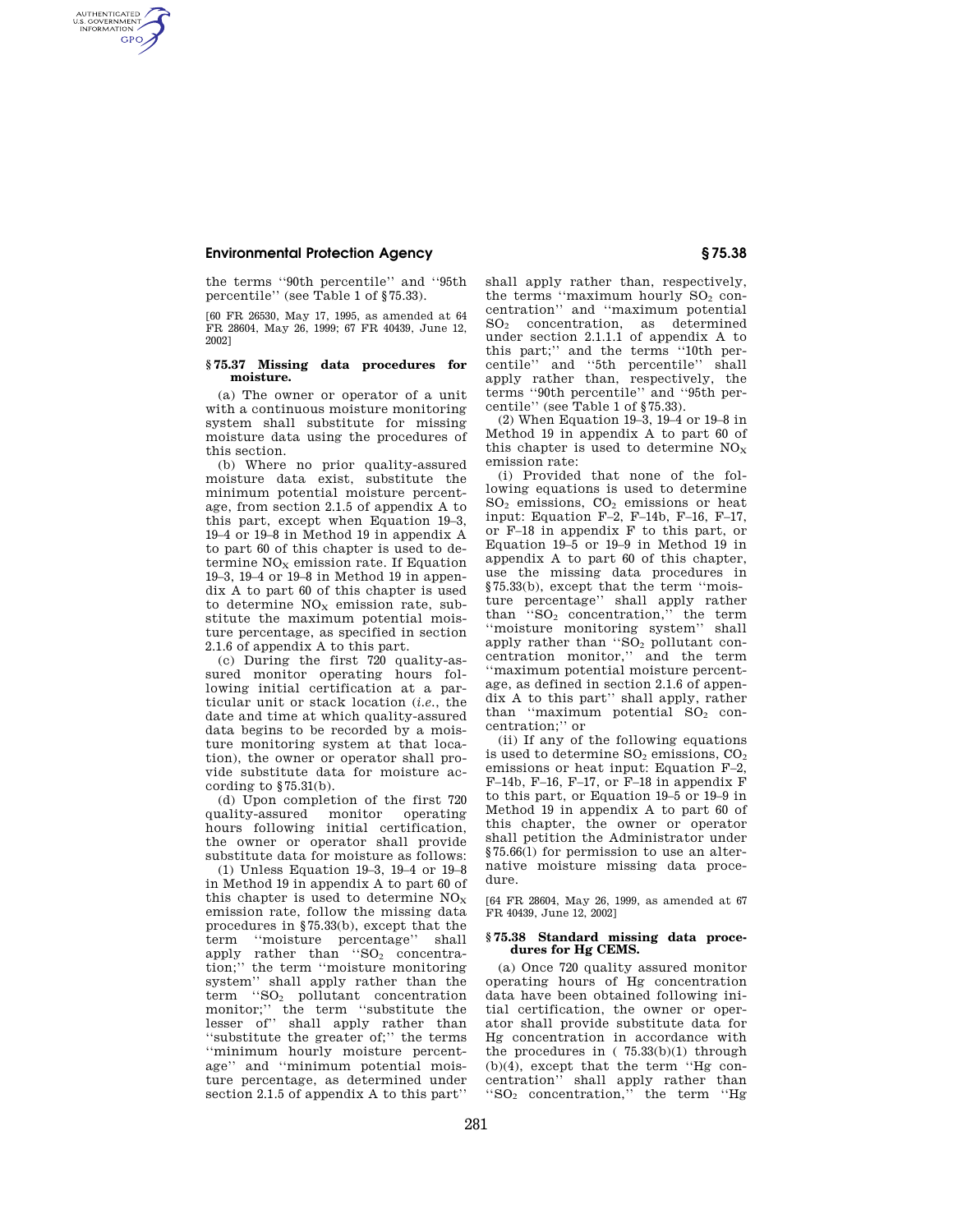the terms "90th percentile" and "95th percentile" (see Table 1 of §75.33).

[60 FR 26530, May 17, 1995, as amended at 64 FR 28604, May 26, 1999; 67 FR 40439, June 12, 2002]

### § 75.37 Missing data procedures for moisture.

(a) The owner or operator of a unit with a continuous moisture monitoring system shall substitute for missing moisture data using the procedures of this section.

(b) Where no prior quality-assured moisture data exist, substitute the minimum potential moisture percentage, from section 2.1.5 of appendix A to this part, except when Equation 19–3, 19–4 or 19–8 in Method 19 in appendix A to part 60 of this chapter is used to determine $NO_X$ emission rate. If Equation 19–3, 19–4 or 19–8 in Method 19 in appendix A to part 60 of this chapter is used to determine $NO_X$ emission rate, substitute the maximum potential moisture percentage, as specified in section 2.1.6 of appendix A to this part.

(c) During the first 720 quality-assured monitor operating hours following initial certification at a particular unit or stack location (*i.e.*, the date and time at which quality-assured data begins to be recorded by a moisture monitoring system at that location), the owner or operator shall provide substitute data for moisture according to §75.31(b).

(d) Upon completion of the first 720 quality-assured monitor operating hours following initial certification, the owner or operator shall provide substitute data for moisture as follows:

(1) Unless Equation 19–3, 19–4 or 19–8 in Method 19 in appendix A to part 60 of this chapter is used to determine $NO_X$ emission rate, follow the missing data procedures in §75.33(b), except that the term "moisture percentage" shall apply rather than "$SO_2$ concentration;" the term "moisture monitoring system" shall apply rather than the term "$SO_2$ pollutant concentration monitor;" the term "substitute the lesser of" shall apply rather than "substitute the greater of;" the terms "minimum hourly moisture percentage" and "minimum potential moisture percentage, as determined under section 2.1.5 of appendix A to this part" shall apply rather than, respectively, the terms "maximum hourly $SO_2$ concentration" and "maximum potential $SO_2$ concentration, as determined under section 2.1.1.1 of appendix A to this part;" and the terms "10th percentile" and "5th percentile" shall apply rather than, respectively, the terms "90th percentile" and "95th percentile" (see Table 1 of §75.33).

(2) When Equation 19–3, 19–4 or 19–8 in Method 19 in appendix A to part 60 of this chapter is used to determine $NO_X$ emission rate:

(i) Provided that none of the following equations is used to determine $SO_2$ emissions, $CO_2$ emissions or heat input: Equation F–2, F–14b, F–16, F–17, or F–18 in appendix F to this part, or Equation 19–5 or 19–9 in Method 19 in appendix A to part 60 of this chapter, use the missing data procedures in §75.33(b), except that the term "moisture percentage" shall apply rather than "$SO_2$ concentration," the term "moisture monitoring system" shall apply rather than "$SO_2$ pollutant concentration monitor," and the term "maximum potential moisture percentage, as defined in section 2.1.6 of appendix A to this part" shall apply, rather than "maximum potential $SO_2$ concentration;" or

(ii) If any of the following equations is used to determine $SO_2$ emissions, $CO_2$ emissions or heat input: Equation F–2, F–14b, F–16, F–17, or F–18 in appendix F to this part, or Equation 19–5 or 19–9 in Method 19 in appendix A to part 60 of this chapter, the owner or operator shall petition the Administrator under §75.66(l) for permission to use an alternative moisture missing data procedure.

[64 FR 28604, May 26, 1999, as amended at 67 FR 40439, June 12, 2002]

### § 75.38 Standard missing data procedures for Hg CEMS.

(a) Once 720 quality assured monitor operating hours of Hg concentration data have been obtained following initial certification, the owner or operator shall provide substitute data for Hg concentration in accordance with the procedures in ( 75.33(b)(1) through (b)(4), except that the term "Hg concentration" shall apply rather than "$SO_2$ concentration," the term "Hg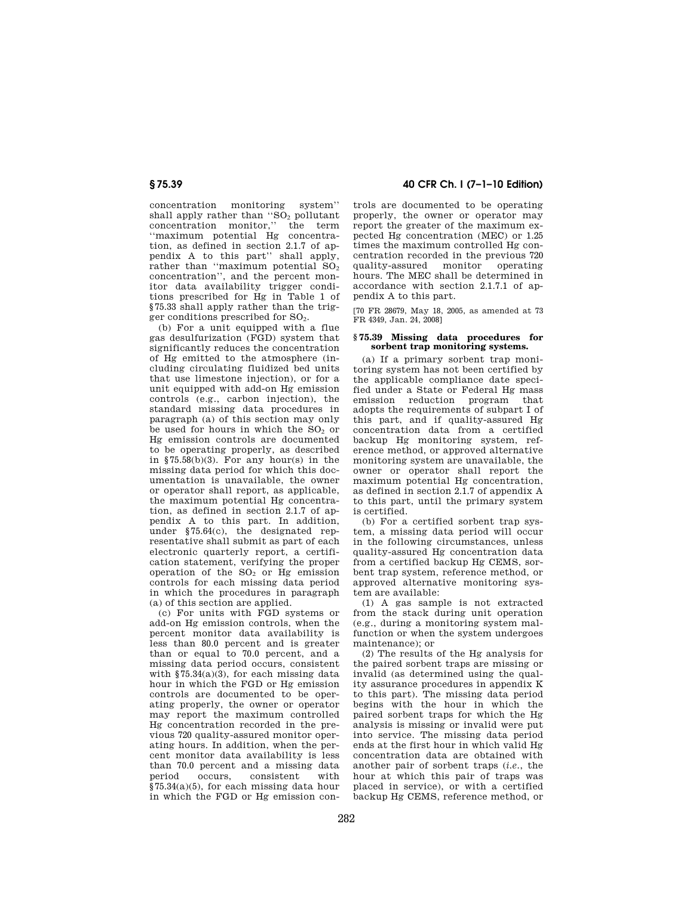concentration monitoring system'' shall apply rather than ''$SO_2$ pollutant concentration monitor,'' the term ''maximum potential Hg concentration, as defined in section 2.1.7 of appendix A to this part'' shall apply, rather than ''maximum potential $SO_2$ concentration'', and the percent monitor data availability trigger conditions prescribed for Hg in Table 1 of §75.33 shall apply rather than the trigger conditions prescribed for $SO_2$.

(b) For a unit equipped with a flue gas desulfurization (FGD) system that significantly reduces the concentration of Hg emitted to the atmosphere (including circulating fluidized bed units that use limestone injection), or for a unit equipped with add-on Hg emission controls (e.g., carbon injection), the standard missing data procedures in paragraph (a) of this section may only be used for hours in which the $SO_2$ or Hg emission controls are documented to be operating properly, as described in §75.58(b)(3). For any hour(s) in the missing data period for which this documentation is unavailable, the owner or operator shall report, as applicable, the maximum potential Hg concentration, as defined in section 2.1.7 of appendix A to this part. In addition, under §75.64(c), the designated representative shall submit as part of each electronic quarterly report, a certification statement, verifying the proper operation of the $SO_2$ or Hg emission controls for each missing data period in which the procedures in paragraph (a) of this section are applied.

(c) For units with FGD systems or add-on Hg emission controls, when the percent monitor data availability is less than 80.0 percent and is greater than or equal to 70.0 percent, and a missing data period occurs, consistent with §75.34(a)(3), for each missing data hour in which the FGD or Hg emission controls are documented to be operating properly, the owner or operator may report the maximum controlled Hg concentration recorded in the previous 720 quality-assured monitor operating hours. In addition, when the percent monitor data availability is less than 70.0 percent and a missing data period occurs, consistent with §75.34(a)(5), for each missing data hour in which the FGD or Hg emission controls are documented to be operating properly, the owner or operator may report the greater of the maximum expected Hg concentration (MEC) or 1.25 times the maximum controlled Hg concentration recorded in the previous 720 quality-assured monitor operating hours. The MEC shall be determined in accordance with section 2.1.7.1 of appendix A to this part.

[70 FR 28679, May 18, 2005, as amended at 73 FR 4349, Jan. 24, 2008]

## § 75.39 Missing data procedures for sorbent trap monitoring systems.

(a) If a primary sorbent trap monitoring system has not been certified by the applicable compliance date specified under a State or Federal Hg mass emission reduction program that adopts the requirements of subpart I of this part, and if quality-assured Hg concentration data from a certified backup Hg monitoring system, reference method, or approved alternative monitoring system are unavailable, the owner or operator shall report the maximum potential Hg concentration, as defined in section 2.1.7 of appendix A to this part, until the primary system is certified.

(b) For a certified sorbent trap system, a missing data period will occur in the following circumstances, unless quality-assured Hg concentration data from a certified backup Hg CEMS, sorbent trap system, reference method, or approved alternative monitoring system are available:

(1) A gas sample is not extracted from the stack during unit operation (e.g., during a monitoring system malfunction or when the system undergoes maintenance); or

(2) The results of the Hg analysis for the paired sorbent traps are missing or invalid (as determined using the quality assurance procedures in appendix K to this part). The missing data period begins with the hour in which the paired sorbent traps for which the Hg analysis is missing or invalid were put into service. The missing data period ends at the first hour in which valid Hg concentration data are obtained with another pair of sorbent traps (*i.e.*, the hour at which this pair of traps was placed in service), or with a certified backup Hg CEMS, reference method, or